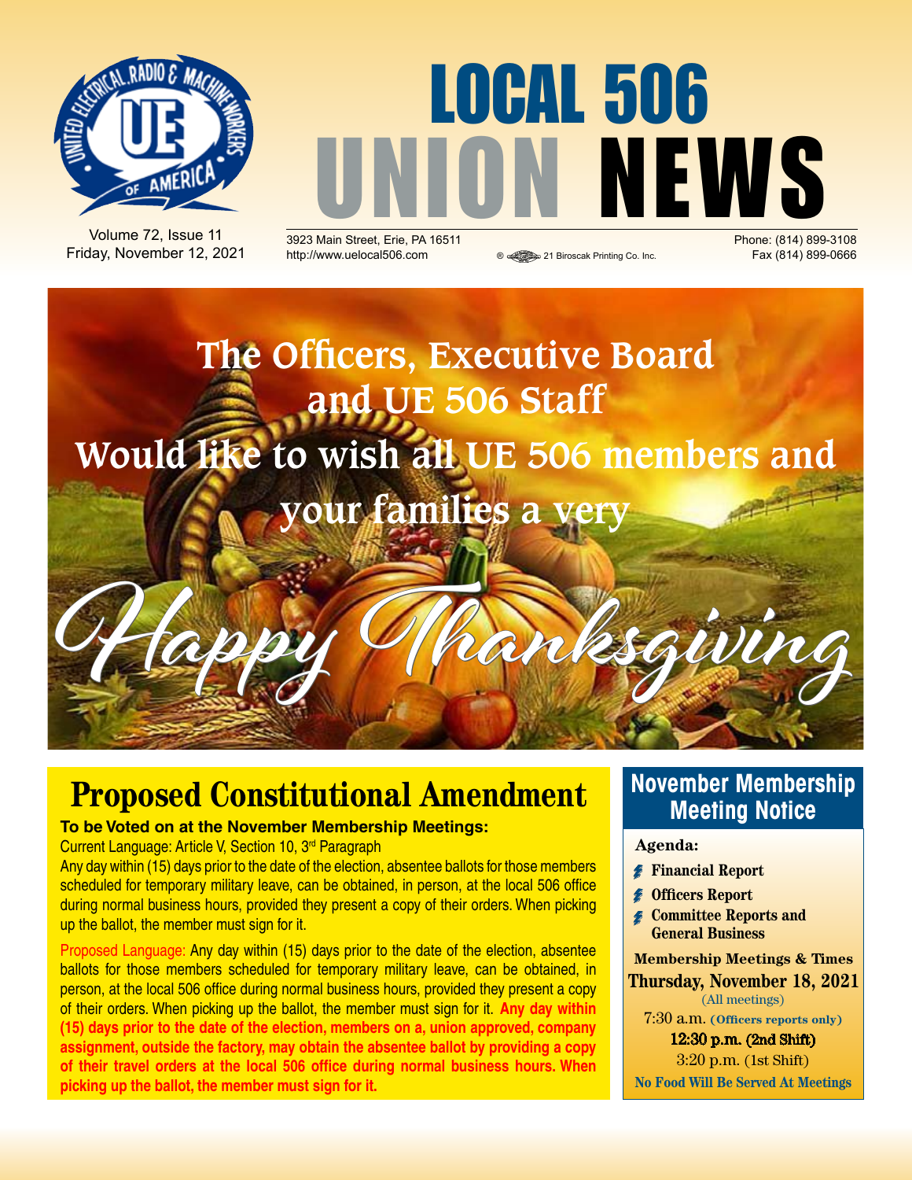# LOCAL 506 UNION NEWS

Volume 72, Issue 11
Friday, November 12, 2021

3923 Main Street, Erie, PA 16511
http://www.uelocal506.com

21 Biroscak Printing Co. Inc.

Phone: (814) 899-3108
Fax (814) 899-0666

**The Officers, Executive Board and UE 506 Staff Would like to wish all UE 506 members and your families a very**

*Happy Thanksgiving*

## Proposed Constitutional Amendment

**To be Voted on at the November Membership Meetings:**

Current Language: Article V, Section 10, 3rd Paragraph

Any day within (15) days prior to the date of the election, absentee ballots for those members scheduled for temporary military leave, can be obtained, in person, at the local 506 office during normal business hours, provided they present a copy of their orders. When picking up the ballot, the member must sign for it.

Proposed Language: Any day within (15) days prior to the date of the election, absentee ballots for those members scheduled for temporary military leave, can be obtained, in person, at the local 506 office during normal business hours, provided they present a copy of their orders. When picking up the ballot, the member must sign for it. **Any day within (15) days prior to the date of the election, members on a, union approved, company assignment, outside the factory, may obtain the absentee ballot by providing a copy of their travel orders at the local 506 office during normal business hours. When picking up the ballot, the member must sign for it.**

## November Membership Meeting Notice

**Agenda:**

- **Financial Report**
- **Officers Report**
- **Committee Reports and General Business**

**Membership Meetings & Times**

**Thursday, November 18, 2021**

(All meetings)

7:30 a.m. **(Officers reports only)**

12:30 p.m. (2nd Shift)

3:20 p.m. (1st Shift)

**No Food Will Be Served At Meetings**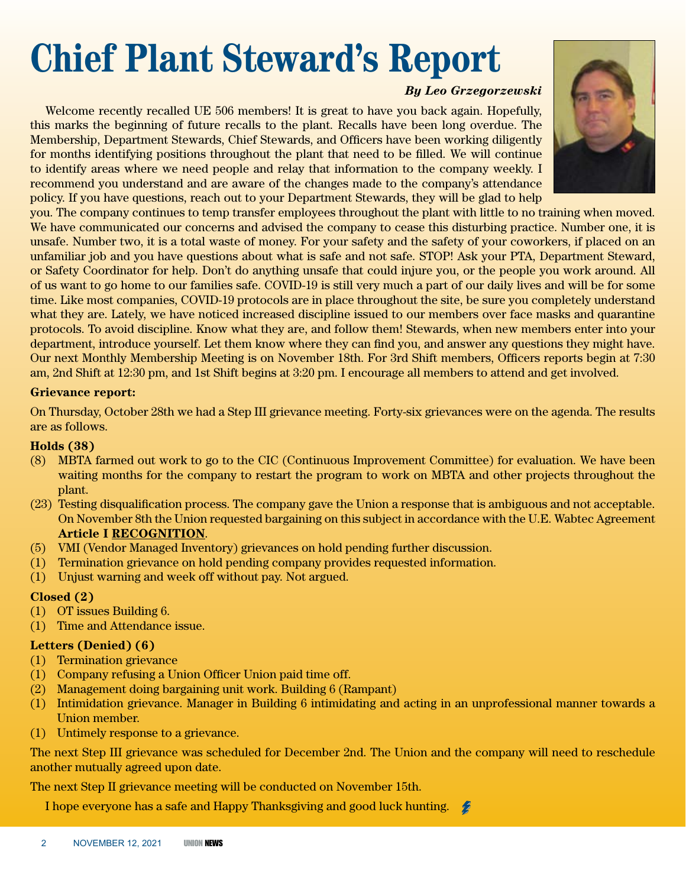# Chief Plant Steward's Report

***By Leo Grzegorzewski***

Welcome recently recalled UE 506 members! It is great to have you back again. Hopefully, this marks the beginning of future recalls to the plant. Recalls have been long overdue. The Membership, Department Stewards, Chief Stewards, and Officers have been working diligently for months identifying positions throughout the plant that need to be filled. We will continue to identify areas where we need people and relay that information to the company weekly. I recommend you understand and are aware of the changes made to the company's attendance policy. If you have questions, reach out to your Department Stewards, they will be glad to help you. The company continues to temp transfer employees throughout the plant with little to no training when moved. We have communicated our concerns and advised the company to cease this disturbing practice. Number one, it is unsafe. Number two, it is a total waste of money. For your safety and the safety of your coworkers, if placed on an unfamiliar job and you have questions about what is safe and not safe. STOP! Ask your PTA, Department Steward, or Safety Coordinator for help. Don't do anything unsafe that could injure you, or the people you work around. All of us want to go home to our families safe. COVID-19 is still very much a part of our daily lives and will be for some time. Like most companies, COVID-19 protocols are in place throughout the site, be sure you completely understand what they are. Lately, we have noticed increased discipline issued to our members over face masks and quarantine protocols. To avoid discipline. Know what they are, and follow them! Stewards, when new members enter into your department, introduce yourself. Let them know where they can find you, and answer any questions they might have. Our next Monthly Membership Meeting is on November 18th. For 3rd Shift members, Officers reports begin at 7:30 am, 2nd Shift at 12:30 pm, and 1st Shift begins at 3:20 pm. I encourage all members to attend and get involved.

**Grievance report:**

On Thursday, October 28th we had a Step III grievance meeting. Forty-six grievances were on the agenda. The results are as follows.

**Holds (38)**

- (8) MBTA farmed out work to go to the CIC (Continuous Improvement Committee) for evaluation. We have been waiting months for the company to restart the program to work on MBTA and other projects throughout the plant.
- (23) Testing disqualification process. The company gave the Union a response that is ambiguous and not acceptable. On November 8th the Union requested bargaining on this subject in accordance with the U.E. Wabtec Agreement **Article I RECOGNITION**.
- (5) VMI (Vendor Managed Inventory) grievances on hold pending further discussion.
- (1) Termination grievance on hold pending company provides requested information.
- (1) Unjust warning and week off without pay. Not argued.

**Closed (2)**

- (1) OT issues Building 6.
- (1) Time and Attendance issue.

**Letters (Denied) (6)**

- (1) Termination grievance
- (1) Company refusing a Union Officer Union paid time off.
- (2) Management doing bargaining unit work. Building 6 (Rampant)
- (1) Intimidation grievance. Manager in Building 6 intimidating and acting in an unprofessional manner towards a Union member.
- (1) Untimely response to a grievance.

The next Step III grievance was scheduled for December 2nd. The Union and the company will need to reschedule another mutually agreed upon date.

The next Step II grievance meeting will be conducted on November 15th.

I hope everyone has a safe and Happy Thanksgiving and good luck hunting.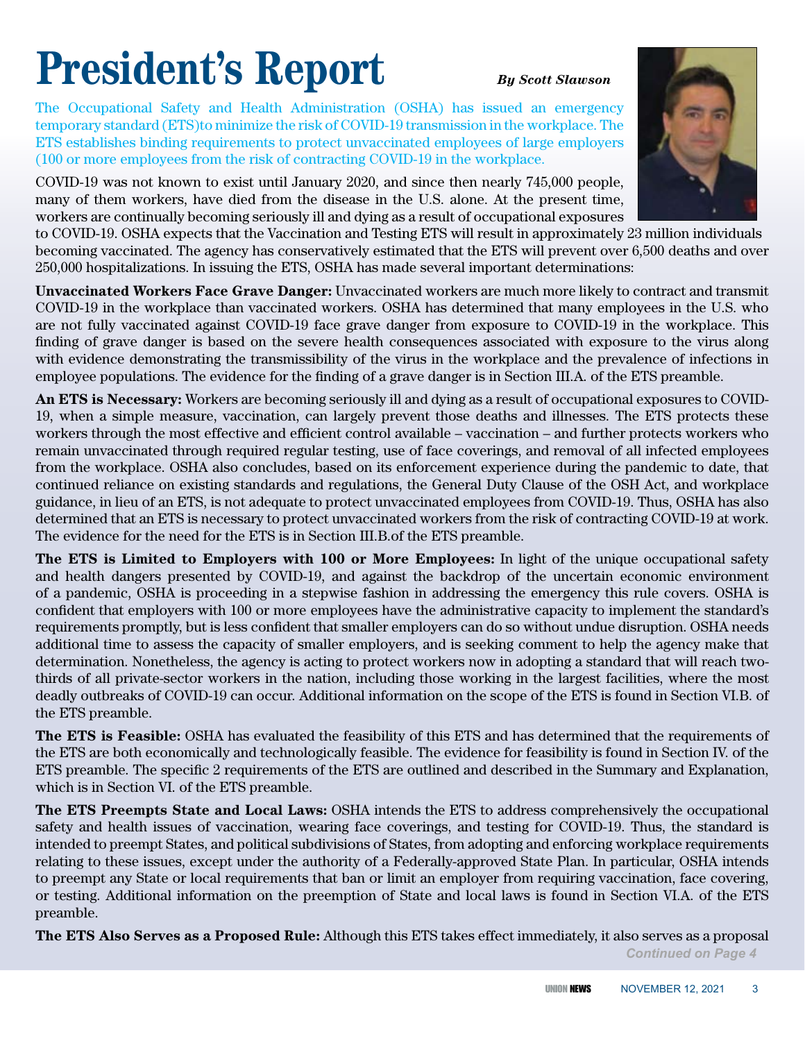# President's Report

*By Scott Slawson*

The Occupational Safety and Health Administration (OSHA) has issued an emergency temporary standard (ETS)to minimize the risk of COVID-19 transmission in the workplace. The ETS establishes binding requirements to protect unvaccinated employees of large employers (100 or more employees from the risk of contracting COVID-19 in the workplace.

COVID-19 was not known to exist until January 2020, and since then nearly 745,000 people, many of them workers, have died from the disease in the U.S. alone. At the present time, workers are continually becoming seriously ill and dying as a result of occupational exposures to COVID-19. OSHA expects that the Vaccination and Testing ETS will result in approximately 23 million individuals becoming vaccinated. The agency has conservatively estimated that the ETS will prevent over 6,500 deaths and over 250,000 hospitalizations. In issuing the ETS, OSHA has made several important determinations:

**Unvaccinated Workers Face Grave Danger:** Unvaccinated workers are much more likely to contract and transmit COVID-19 in the workplace than vaccinated workers. OSHA has determined that many employees in the U.S. who are not fully vaccinated against COVID-19 face grave danger from exposure to COVID-19 in the workplace. This finding of grave danger is based on the severe health consequences associated with exposure to the virus along with evidence demonstrating the transmissibility of the virus in the workplace and the prevalence of infections in employee populations. The evidence for the finding of a grave danger is in Section III.A. of the ETS preamble.

**An ETS is Necessary:** Workers are becoming seriously ill and dying as a result of occupational exposures to COVID-19, when a simple measure, vaccination, can largely prevent those deaths and illnesses. The ETS protects these workers through the most effective and efficient control available – vaccination – and further protects workers who remain unvaccinated through required regular testing, use of face coverings, and removal of all infected employees from the workplace. OSHA also concludes, based on its enforcement experience during the pandemic to date, that continued reliance on existing standards and regulations, the General Duty Clause of the OSH Act, and workplace guidance, in lieu of an ETS, is not adequate to protect unvaccinated employees from COVID-19. Thus, OSHA has also determined that an ETS is necessary to protect unvaccinated workers from the risk of contracting COVID-19 at work. The evidence for the need for the ETS is in Section III.B.of the ETS preamble.

**The ETS is Limited to Employers with 100 or More Employees:** In light of the unique occupational safety and health dangers presented by COVID-19, and against the backdrop of the uncertain economic environment of a pandemic, OSHA is proceeding in a stepwise fashion in addressing the emergency this rule covers. OSHA is confident that employers with 100 or more employees have the administrative capacity to implement the standard's requirements promptly, but is less confident that smaller employers can do so without undue disruption. OSHA needs additional time to assess the capacity of smaller employers, and is seeking comment to help the agency make that determination. Nonetheless, the agency is acting to protect workers now in adopting a standard that will reach two-thirds of all private-sector workers in the nation, including those working in the largest facilities, where the most deadly outbreaks of COVID-19 can occur. Additional information on the scope of the ETS is found in Section VI.B. of the ETS preamble.

**The ETS is Feasible:** OSHA has evaluated the feasibility of this ETS and has determined that the requirements of the ETS are both economically and technologically feasible. The evidence for feasibility is found in Section IV. of the ETS preamble. The specific 2 requirements of the ETS are outlined and described in the Summary and Explanation, which is in Section VI. of the ETS preamble.

**The ETS Preempts State and Local Laws:** OSHA intends the ETS to address comprehensively the occupational safety and health issues of vaccination, wearing face coverings, and testing for COVID-19. Thus, the standard is intended to preempt States, and political subdivisions of States, from adopting and enforcing workplace requirements relating to these issues, except under the authority of a Federally-approved State Plan. In particular, OSHA intends to preempt any State or local requirements that ban or limit an employer from requiring vaccination, face covering, or testing. Additional information on the preemption of State and local laws is found in Section VI.A. of the ETS preamble.

**The ETS Also Serves as a Proposed Rule:** Although this ETS takes effect immediately, it also serves as a proposal

*Continued on Page 4*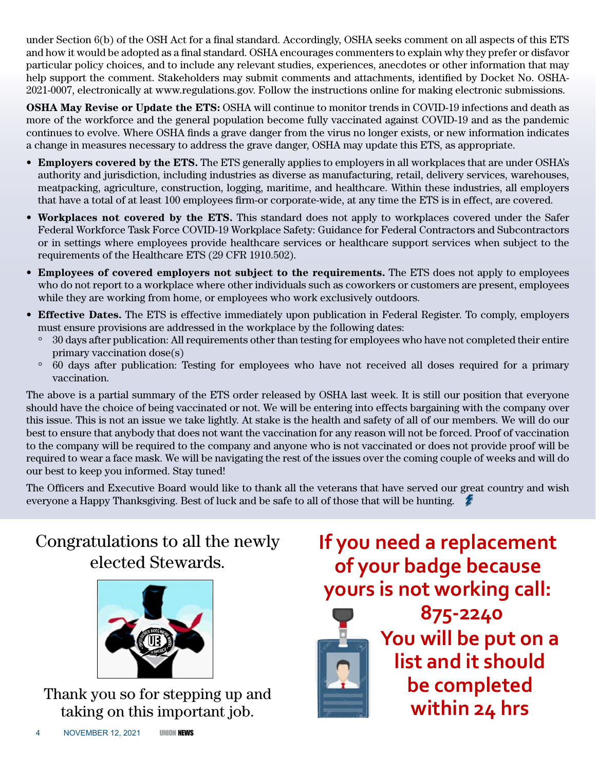under Section 6(b) of the OSH Act for a final standard. Accordingly, OSHA seeks comment on all aspects of this ETS and how it would be adopted as a final standard. OSHA encourages commenters to explain why they prefer or disfavor particular policy choices, and to include any relevant studies, experiences, anecdotes or other information that may help support the comment. Stakeholders may submit comments and attachments, identified by Docket No. OSHA-2021-0007, electronically at www.regulations.gov. Follow the instructions online for making electronic submissions.

**OSHA May Revise or Update the ETS:** OSHA will continue to monitor trends in COVID-19 infections and death as more of the workforce and the general population become fully vaccinated against COVID-19 and as the pandemic continues to evolve. Where OSHA finds a grave danger from the virus no longer exists, or new information indicates a change in measures necessary to address the grave danger, OSHA may update this ETS, as appropriate.

- **Employers covered by the ETS.** The ETS generally applies to employers in all workplaces that are under OSHA's authority and jurisdiction, including industries as diverse as manufacturing, retail, delivery services, warehouses, meatpacking, agriculture, construction, logging, maritime, and healthcare. Within these industries, all employers that have a total of at least 100 employees firm-or corporate-wide, at any time the ETS is in effect, are covered.
- **Workplaces not covered by the ETS.** This standard does not apply to workplaces covered under the Safer Federal Workforce Task Force COVID-19 Workplace Safety: Guidance for Federal Contractors and Subcontractors or in settings where employees provide healthcare services or healthcare support services when subject to the requirements of the Healthcare ETS (29 CFR 1910.502).
- **Employees of covered employers not subject to the requirements.** The ETS does not apply to employees who do not report to a workplace where other individuals such as coworkers or customers are present, employees while they are working from home, or employees who work exclusively outdoors.
- **Effective Dates.** The ETS is effective immediately upon publication in Federal Register. To comply, employers must ensure provisions are addressed in the workplace by the following dates:
  - 30 days after publication: All requirements other than testing for employees who have not completed their entire primary vaccination dose(s)
  - 60 days after publication: Testing for employees who have not received all doses required for a primary vaccination.

The above is a partial summary of the ETS order released by OSHA last week. It is still our position that everyone should have the choice of being vaccinated or not. We will be entering into effects bargaining with the company over this issue. This is not an issue we take lightly. At stake is the health and safety of all of our members. We will do our best to ensure that anybody that does not want the vaccination for any reason will not be forced. Proof of vaccination to the company will be required to the company and anyone who is not vaccinated or does not provide proof will be required to wear a face mask. We will be navigating the rest of the issues over the coming couple of weeks and will do our best to keep you informed. Stay tuned!

The Officers and Executive Board would like to thank all the veterans that have served our great country and wish everyone a Happy Thanksgiving. Best of luck and be safe to all of those that will be hunting.

Congratulations to all the newly elected Stewards.

Thank you so for stepping up and taking on this important job.

**If you need a replacement of your badge because yours is not working call: 875-2240**

**You will be put on a list and it should be completed within 24 hrs**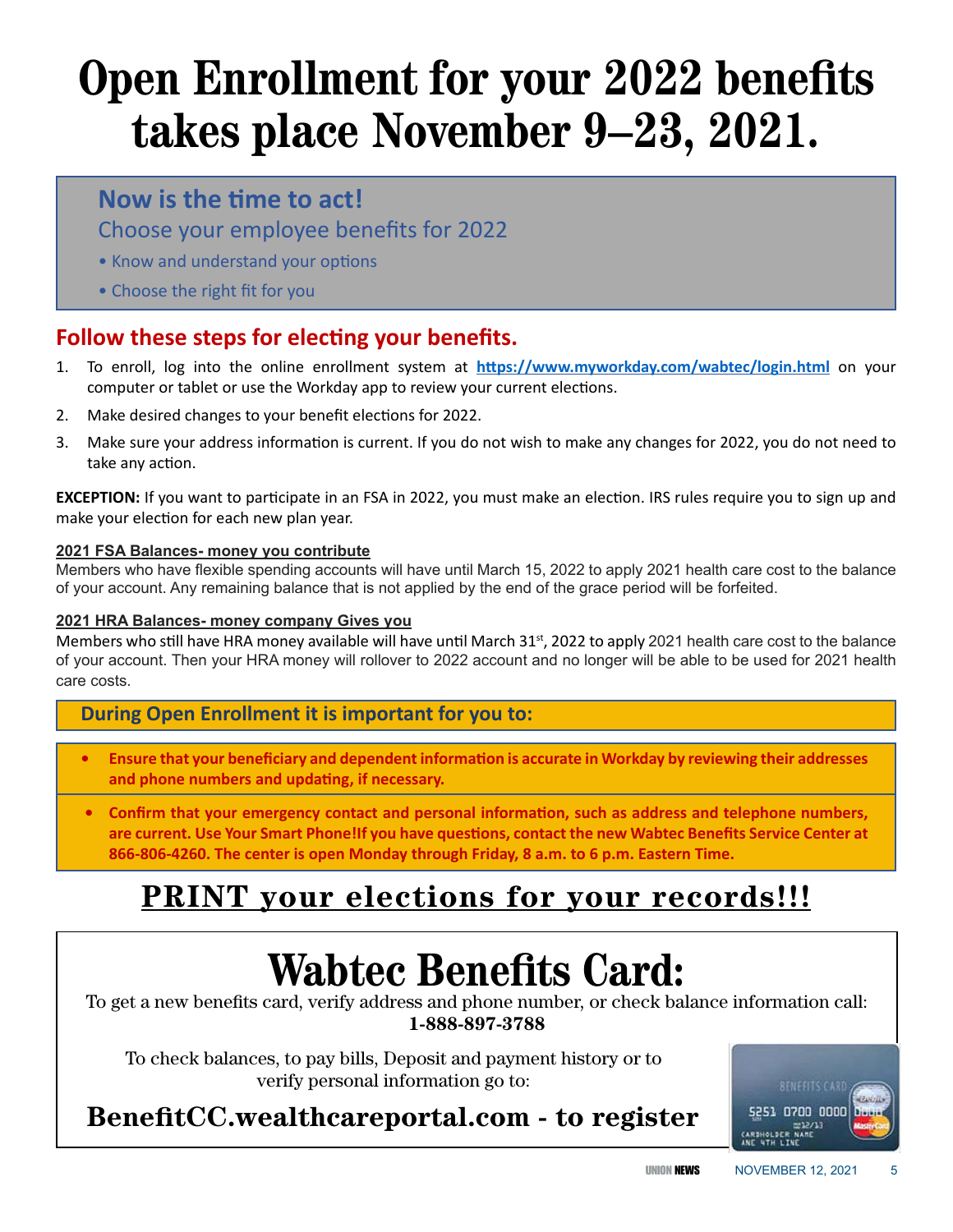# Open Enrollment for your 2022 benefits takes place November 9–23, 2021.

**Now is the time to act!**

Choose your employee benefits for 2022

- Know and understand your options
- Choose the right fit for you

## Follow these steps for electing your benefits.

1. To enroll, log into the online enrollment system at **https://www.myworkday.com/wabtec/login.html** on your computer or tablet or use the Workday app to review your current elections.
2. Make desired changes to your benefit elections for 2022.
3. Make sure your address information is current. If you do not wish to make any changes for 2022, you do not need to take any action.

**EXCEPTION:** If you want to participate in an FSA in 2022, you must make an election. IRS rules require you to sign up and make your election for each new plan year.

**2021 FSA Balances- money you contribute**

Members who have flexible spending accounts will have until March 15, 2022 to apply 2021 health care cost to the balance of your account. Any remaining balance that is not applied by the end of the grace period will be forfeited.

**2021 HRA Balances- money company Gives you**

Members who still have HRA money available will have until March 31st, 2022 to apply 2021 health care cost to the balance of your account. Then your HRA money will rollover to 2022 account and no longer will be able to be used for 2021 health care costs.

**During Open Enrollment it is important for you to:**

- **Ensure that your beneficiary and dependent information is accurate in Workday by reviewing their addresses and phone numbers and updating, if necessary.**
- **Confirm that your emergency contact and personal information, such as address and telephone numbers, are current. Use Your Smart Phone!If you have questions, contact the new Wabtec Benefits Service Center at 866-806-4260. The center is open Monday through Friday, 8 a.m. to 6 p.m. Eastern Time.**

## PRINT your elections for your records!!!

# Wabtec Benefits Card:

To get a new benefits card, verify address and phone number, or check balance information call: **1-888-897-3788**

To check balances, to pay bills, Deposit and payment history or to verify personal information go to:

**BenefitCC.wealthcareportal.com - to register**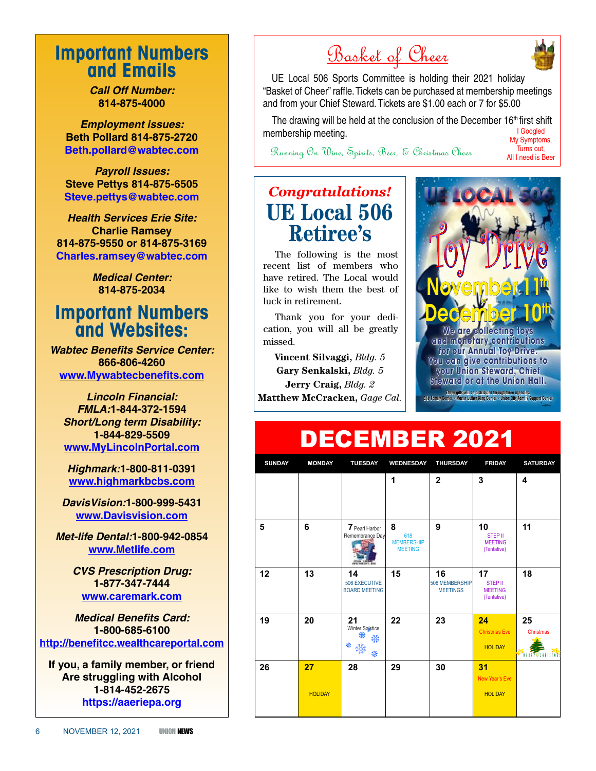# Important Numbers and Emails

***Call Off Number:***
**814-875-4000**

***Employment issues:***
**Beth Pollard 814-875-2720**
**Beth.pollard@wabtec.com**

***Payroll Issues:***
**Steve Pettys 814-875-6505**
**Steve.pettys@wabtec.com**

***Health Services Erie Site:***
**Charlie Ramsey**
**814-875-9550 or 814-875-3169**
**Charles.ramsey@wabtec.com**

***Medical Center:***
**814-875-2034**

# Important Numbers and Websites:

***Wabtec Benefits Service Center:***
**866-806-4260**
**www.Mywabtecbenefits.com**

***Lincoln Financial:***
***FMLA:*** **1-844-372-1594**
***Short/Long term Disability:***
**1-844-829-5509**
**www.MyLincolnPortal.com**

***Highmark:*** **1-800-811-0391**
**www.highmarkbcbs.com**

***DavisVision:*** **1-800-999-5431**
**www.Davisvision.com**

***Met-life Dental:*** **1-800-942-0854**
**www.Metlife.com**

***CVS Prescription Drug:***
**1-877-347-7444**
**www.caremark.com**

***Medical Benefits Card:***
**1-800-685-6100**
**http://benefitcc.wealthcareportal.com**

**If you, a family member, or friend Are struggling with Alcohol**
**1-814-452-2675**
**https://aaeriepa.org**

## Basket of Cheer

UE Local 506 Sports Committee is holding their 2021 holiday "Basket of Cheer" raffle. Tickets can be purchased at membership meetings and from your Chief Steward. Tickets are $1.00 each or 7 for $5.00

The drawing will be held at the conclusion of the December 16th first shift membership meeting.

*Running On Wine, Spirits, Beer, & Christmas Cheer*

I Googled My Symptoms, Turns out, All I need is Beer

## *Congratulations!*
## UE Local 506 Retiree's

The following is the most recent list of members who have retired. The Local would like to wish them the best of luck in retirement.

Thank you for your dedication, you will all be greatly missed.

**Vincent Silvaggi,** *Bldg. 5*
**Gary Senkalski,** *Bldg. 5*
**Jerry Craig,** *Bldg. 2*
**Matthew McCracken,** *Gage Cal.*

## UE LOCAL 506 Toy Drive

**November 11th to December 10th**

We are collecting toys and monetary contributions for our Annual Toy Drive. You can give contributions to your Union Steward, Chief Steward or at the Union Hall.

These gifts will be distributed through three agencies: Erie Family Center – Martin Luther King Center – Union City Family Support Center

## DECEMBER 2021

| SUNDAY | MONDAY | TUESDAY | WEDNESDAY | THURSDAY | FRIDAY | SATURDAY |
|---|---|---|---|---|---|---|
| | | | 1 | 2 | 3 | 4 |
| 5 | 6 | 7 Pearl Harbor Remembrance Day | 8 618 MEMBERSHIP MEETING | 9 | 10 STEP II MEETING (Tentative) | 11 |
| 12 | 13 | 14 506 EXECUTIVE BOARD MEETING | 15 | 16 506 MEMBERSHIP MEETINGS | 17 STEP II MEETING (Tentative) | 18 |
| 19 | 20 | 21 Winter Solstice | 22 | 23 | 24 Christmas Eve HOLIDAY | 25 Christmas |
| 26 | 27 HOLIDAY | 28 | 29 | 30 | 31 New Year's Eve HOLIDAY | |